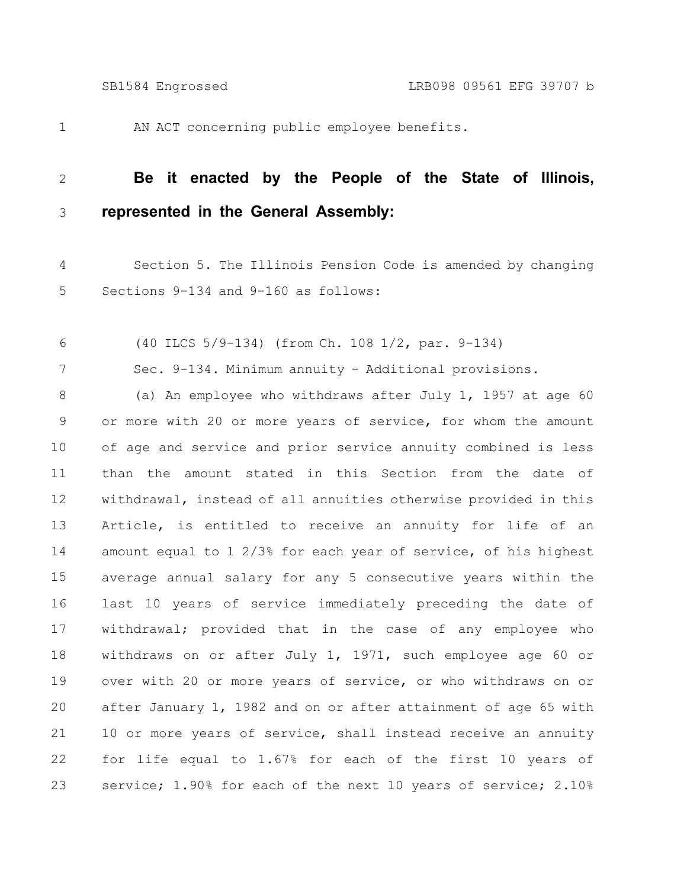AN ACT concerning public employee benefits.

**Be it enacted by the People of the State of Illinois, represented in the General Assembly:**

Section 5. The Illinois Pension Code is amended by changing Sections 9-134 and 9-160 as follows:

(40 ILCS 5/9-134) (from Ch. 108 1/2, par. 9-134)

Sec. 9-134. Minimum annuity - Additional provisions.

(a) An employee who withdraws after July 1, 1957 at age 60 or more with 20 or more years of service, for whom the amount of age and service and prior service annuity combined is less than the amount stated in this Section from the date of withdrawal, instead of all annuities otherwise provided in this Article, is entitled to receive an annuity for life of an amount equal to 1 2/3% for each year of service, of his highest average annual salary for any 5 consecutive years within the last 10 years of service immediately preceding the date of withdrawal; provided that in the case of any employee who withdraws on or after July 1, 1971, such employee age 60 or over with 20 or more years of service, or who withdraws on or after January 1, 1982 and on or after attainment of age 65 with 10 or more years of service, shall instead receive an annuity for life equal to 1.67% for each of the first 10 years of service; 1.90% for each of the next 10 years of service; 2.10%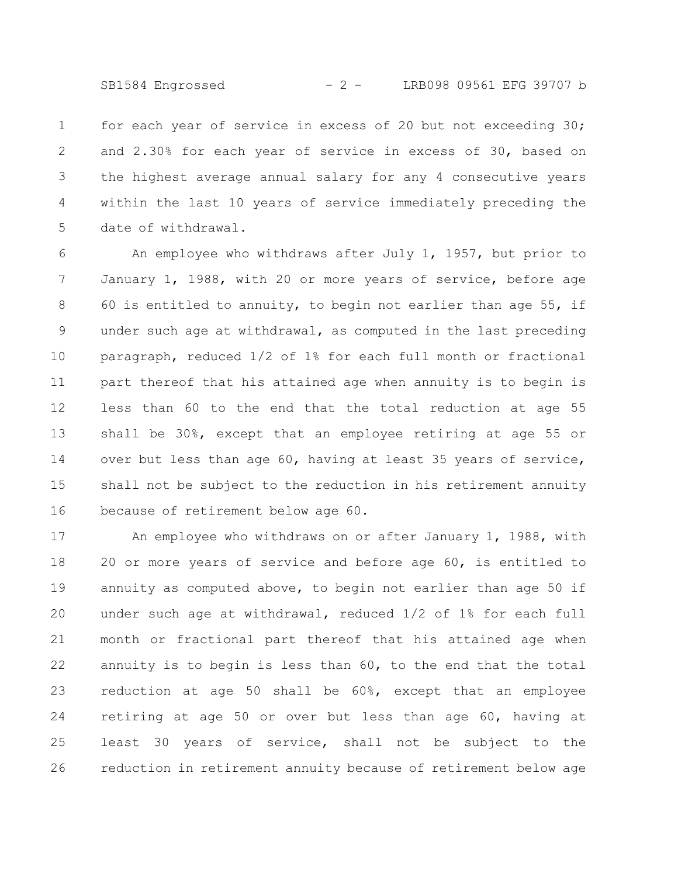for each year of service in excess of 20 but not exceeding 30; and 2.30% for each year of service in excess of 30, based on the highest average annual salary for any 4 consecutive years within the last 10 years of service immediately preceding the date of withdrawal.

An employee who withdraws after July 1, 1957, but prior to January 1, 1988, with 20 or more years of service, before age 60 is entitled to annuity, to begin not earlier than age 55, if under such age at withdrawal, as computed in the last preceding paragraph, reduced 1/2 of 1% for each full month or fractional part thereof that his attained age when annuity is to begin is less than 60 to the end that the total reduction at age 55 shall be 30%, except that an employee retiring at age 55 or over but less than age 60, having at least 35 years of service, shall not be subject to the reduction in his retirement annuity because of retirement below age 60.

An employee who withdraws on or after January 1, 1988, with 20 or more years of service and before age 60, is entitled to annuity as computed above, to begin not earlier than age 50 if under such age at withdrawal, reduced 1/2 of 1% for each full month or fractional part thereof that his attained age when annuity is to begin is less than 60, to the end that the total reduction at age 50 shall be 60%, except that an employee retiring at age 50 or over but less than age 60, having at least 30 years of service, shall not be subject to the reduction in retirement annuity because of retirement below age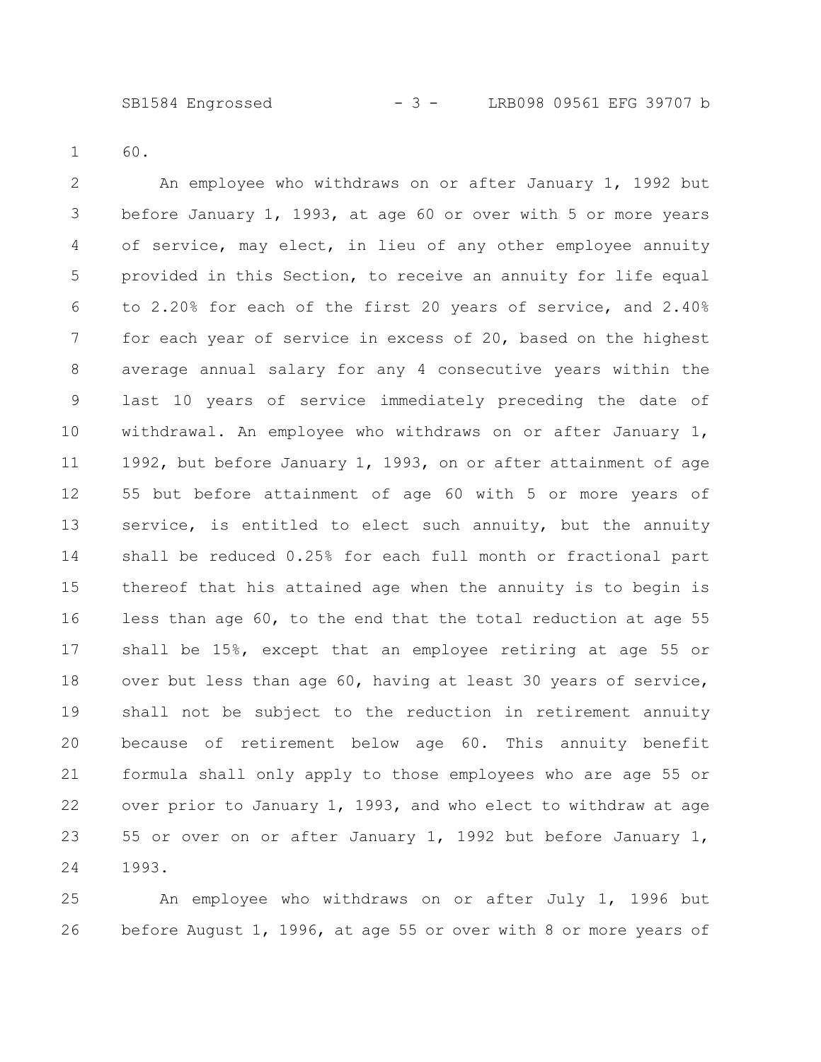60.

An employee who withdraws on or after January 1, 1992 but before January 1, 1993, at age 60 or over with 5 or more years of service, may elect, in lieu of any other employee annuity provided in this Section, to receive an annuity for life equal to 2.20% for each of the first 20 years of service, and 2.40% for each year of service in excess of 20, based on the highest average annual salary for any 4 consecutive years within the last 10 years of service immediately preceding the date of withdrawal. An employee who withdraws on or after January 1, 1992, but before January 1, 1993, on or after attainment of age 55 but before attainment of age 60 with 5 or more years of service, is entitled to elect such annuity, but the annuity shall be reduced 0.25% for each full month or fractional part thereof that his attained age when the annuity is to begin is less than age 60, to the end that the total reduction at age 55 shall be 15%, except that an employee retiring at age 55 or over but less than age 60, having at least 30 years of service, shall not be subject to the reduction in retirement annuity because of retirement below age 60. This annuity benefit formula shall only apply to those employees who are age 55 or over prior to January 1, 1993, and who elect to withdraw at age 55 or over on or after January 1, 1992 but before January 1, 1993.

An employee who withdraws on or after July 1, 1996 but before August 1, 1996, at age 55 or over with 8 or more years of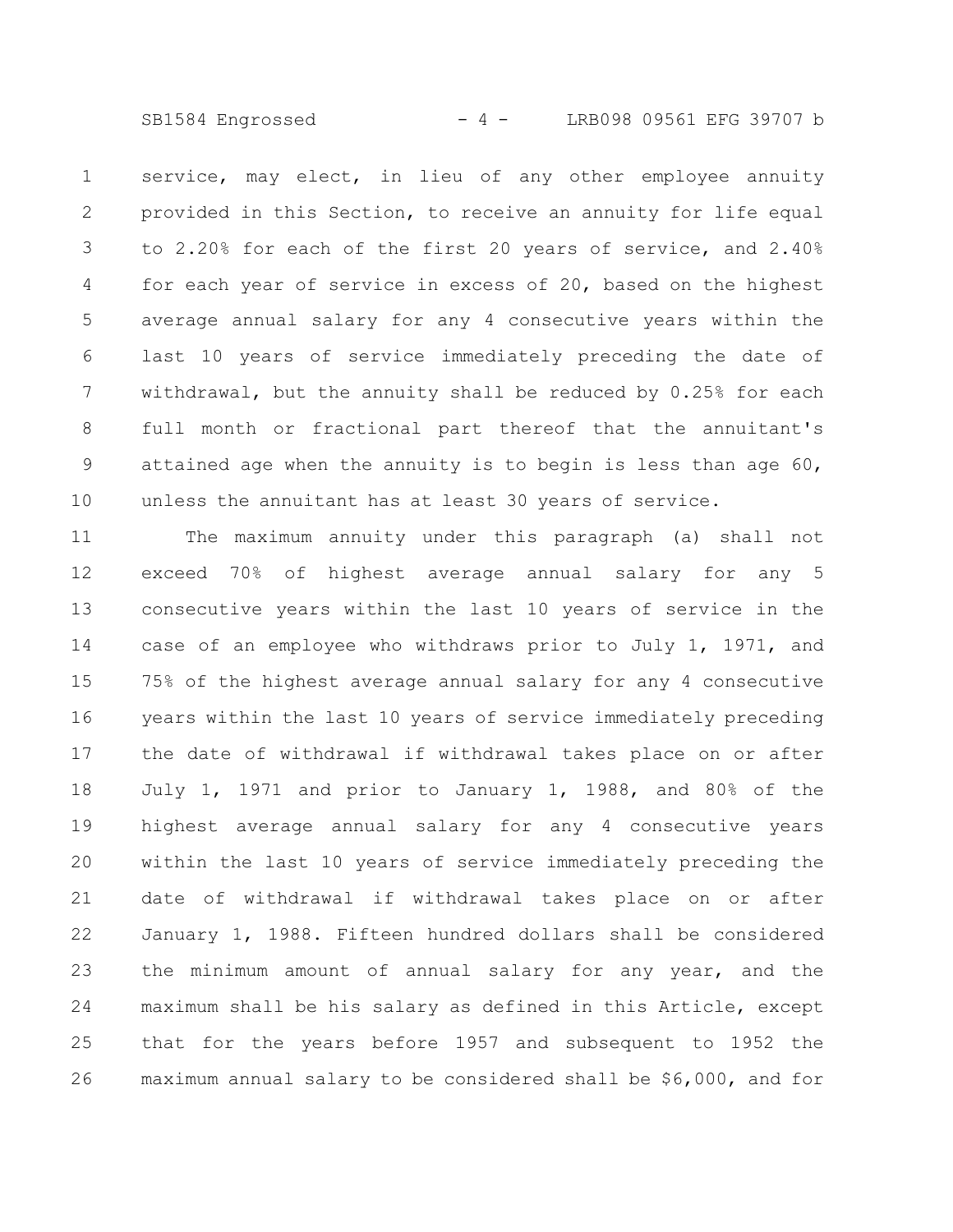service, may elect, in lieu of any other employee annuity provided in this Section, to receive an annuity for life equal to 2.20% for each of the first 20 years of service, and 2.40% for each year of service in excess of 20, based on the highest average annual salary for any 4 consecutive years within the last 10 years of service immediately preceding the date of withdrawal, but the annuity shall be reduced by 0.25% for each full month or fractional part thereof that the annuitant's attained age when the annuity is to begin is less than age 60, unless the annuitant has at least 30 years of service.

The maximum annuity under this paragraph (a) shall not exceed 70% of highest average annual salary for any 5 consecutive years within the last 10 years of service in the case of an employee who withdraws prior to July 1, 1971, and 75% of the highest average annual salary for any 4 consecutive years within the last 10 years of service immediately preceding the date of withdrawal if withdrawal takes place on or after July 1, 1971 and prior to January 1, 1988, and 80% of the highest average annual salary for any 4 consecutive years within the last 10 years of service immediately preceding the date of withdrawal if withdrawal takes place on or after January 1, 1988. Fifteen hundred dollars shall be considered the minimum amount of annual salary for any year, and the maximum shall be his salary as defined in this Article, except that for the years before 1957 and subsequent to 1952 the maximum annual salary to be considered shall be $6,000, and for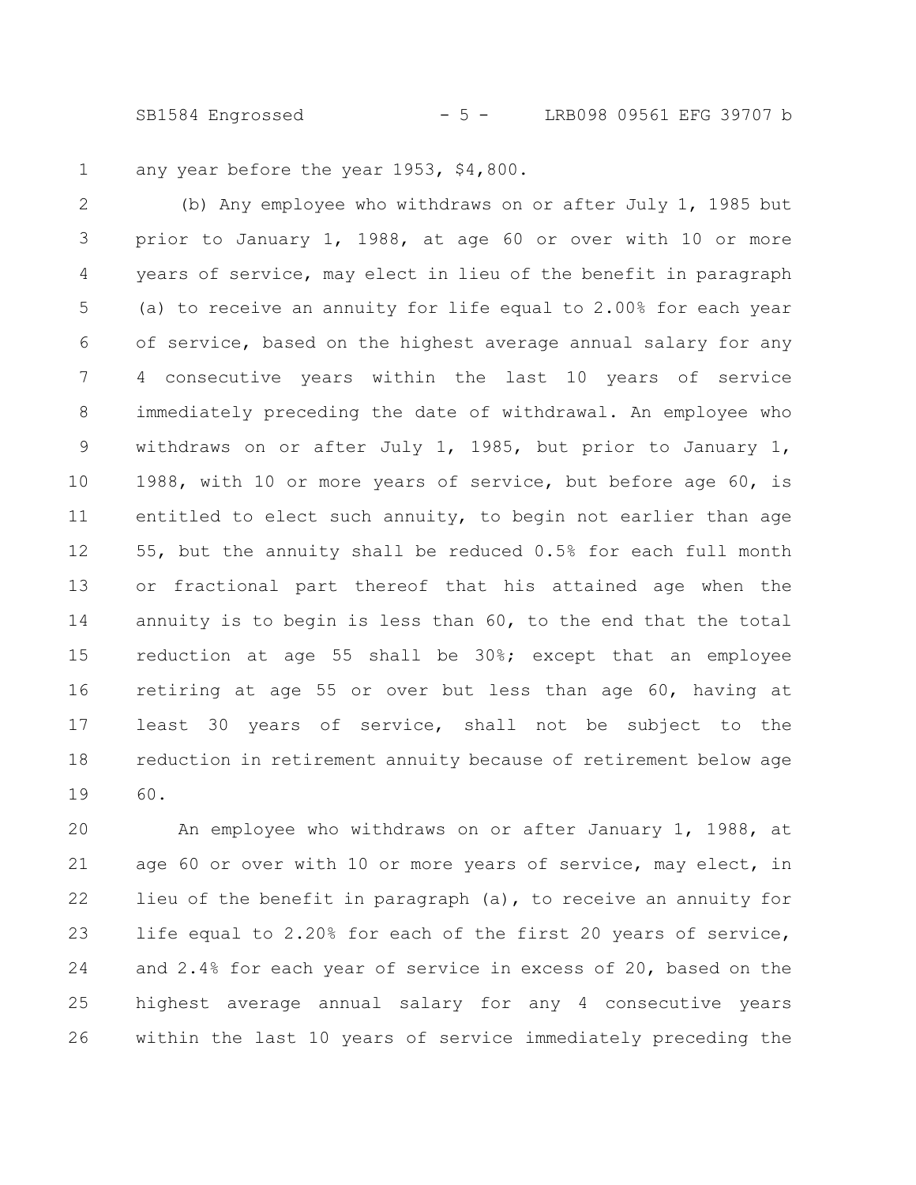any year before the year 1953, $4,800.

(b) Any employee who withdraws on or after July 1, 1985 but prior to January 1, 1988, at age 60 or over with 10 or more years of service, may elect in lieu of the benefit in paragraph (a) to receive an annuity for life equal to 2.00% for each year of service, based on the highest average annual salary for any 4 consecutive years within the last 10 years of service immediately preceding the date of withdrawal. An employee who withdraws on or after July 1, 1985, but prior to January 1, 1988, with 10 or more years of service, but before age 60, is entitled to elect such annuity, to begin not earlier than age 55, but the annuity shall be reduced 0.5% for each full month or fractional part thereof that his attained age when the annuity is to begin is less than 60, to the end that the total reduction at age 55 shall be 30%; except that an employee retiring at age 55 or over but less than age 60, having at least 30 years of service, shall not be subject to the reduction in retirement annuity because of retirement below age 60.

An employee who withdraws on or after January 1, 1988, at age 60 or over with 10 or more years of service, may elect, in lieu of the benefit in paragraph (a), to receive an annuity for life equal to 2.20% for each of the first 20 years of service, and 2.4% for each year of service in excess of 20, based on the highest average annual salary for any 4 consecutive years within the last 10 years of service immediately preceding the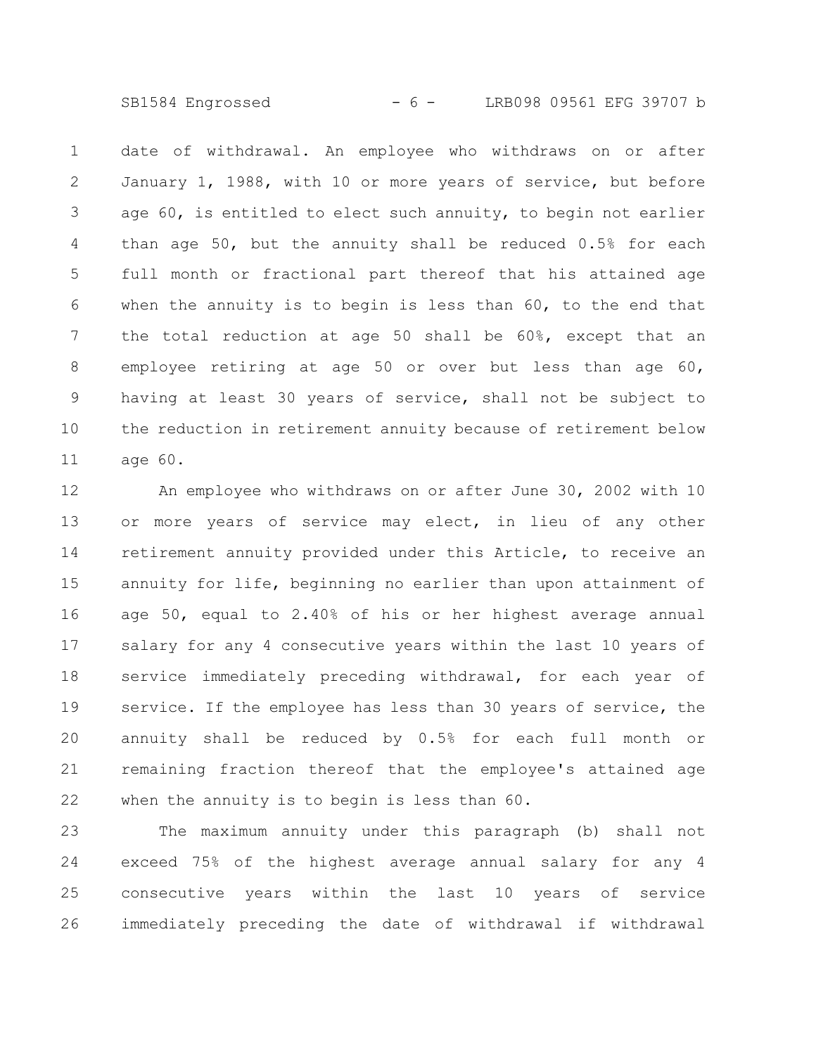date of withdrawal. An employee who withdraws on or after January 1, 1988, with 10 or more years of service, but before age 60, is entitled to elect such annuity, to begin not earlier than age 50, but the annuity shall be reduced 0.5% for each full month or fractional part thereof that his attained age when the annuity is to begin is less than 60, to the end that the total reduction at age 50 shall be 60%, except that an employee retiring at age 50 or over but less than age 60, having at least 30 years of service, shall not be subject to the reduction in retirement annuity because of retirement below age 60.

An employee who withdraws on or after June 30, 2002 with 10 or more years of service may elect, in lieu of any other retirement annuity provided under this Article, to receive an annuity for life, beginning no earlier than upon attainment of age 50, equal to 2.40% of his or her highest average annual salary for any 4 consecutive years within the last 10 years of service immediately preceding withdrawal, for each year of service. If the employee has less than 30 years of service, the annuity shall be reduced by 0.5% for each full month or remaining fraction thereof that the employee's attained age when the annuity is to begin is less than 60.

The maximum annuity under this paragraph (b) shall not exceed 75% of the highest average annual salary for any 4 consecutive years within the last 10 years of service immediately preceding the date of withdrawal if withdrawal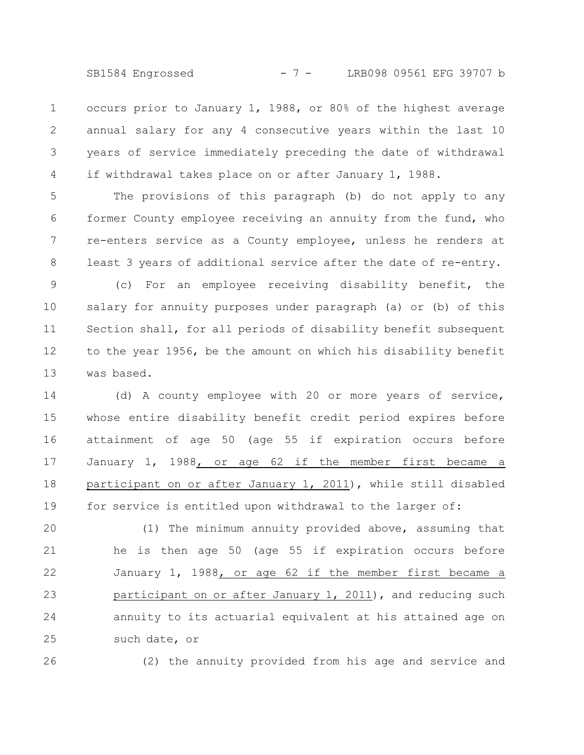occurs prior to January 1, 1988, or 80% of the highest average annual salary for any 4 consecutive years within the last 10 years of service immediately preceding the date of withdrawal if withdrawal takes place on or after January 1, 1988.

The provisions of this paragraph (b) do not apply to any former County employee receiving an annuity from the fund, who re-enters service as a County employee, unless he renders at least 3 years of additional service after the date of re-entry.

(c) For an employee receiving disability benefit, the salary for annuity purposes under paragraph (a) or (b) of this Section shall, for all periods of disability benefit subsequent to the year 1956, be the amount on which his disability benefit was based.

(d) A county employee with 20 or more years of service, whose entire disability benefit credit period expires before attainment of age 50 (age 55 if expiration occurs before January 1, 1988, or age 62 if the member first became a participant on or after January 1, 2011), while still disabled for service is entitled upon withdrawal to the larger of:

(1) The minimum annuity provided above, assuming that he is then age 50 (age 55 if expiration occurs before January 1, 1988, or age 62 if the member first became a participant on or after January 1, 2011), and reducing such annuity to its actuarial equivalent at his attained age on such date, or

(2) the annuity provided from his age and service and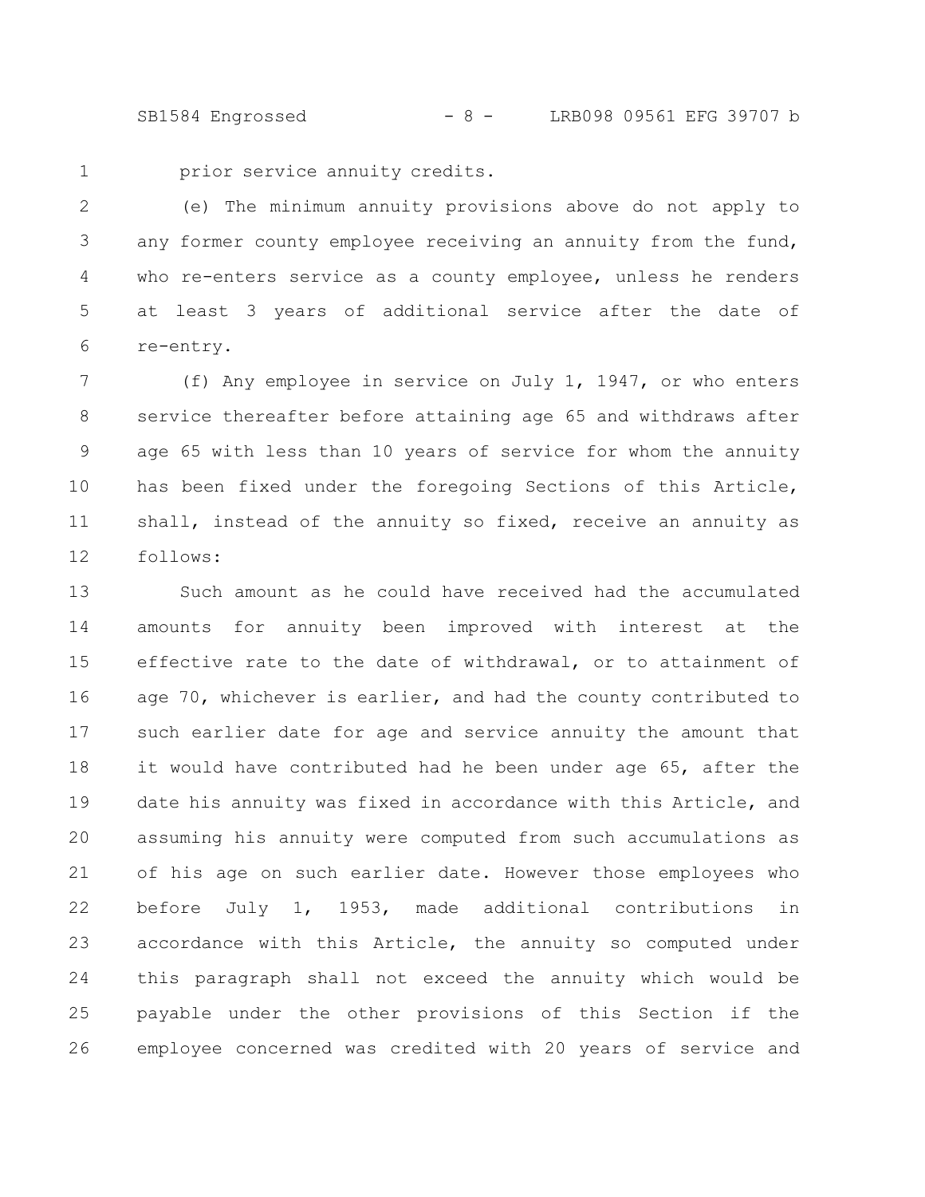prior service annuity credits.

(e) The minimum annuity provisions above do not apply to any former county employee receiving an annuity from the fund, who re-enters service as a county employee, unless he renders at least 3 years of additional service after the date of re-entry.

(f) Any employee in service on July 1, 1947, or who enters service thereafter before attaining age 65 and withdraws after age 65 with less than 10 years of service for whom the annuity has been fixed under the foregoing Sections of this Article, shall, instead of the annuity so fixed, receive an annuity as follows:

Such amount as he could have received had the accumulated amounts for annuity been improved with interest at the effective rate to the date of withdrawal, or to attainment of age 70, whichever is earlier, and had the county contributed to such earlier date for age and service annuity the amount that it would have contributed had he been under age 65, after the date his annuity was fixed in accordance with this Article, and assuming his annuity were computed from such accumulations as of his age on such earlier date. However those employees who before July 1, 1953, made additional contributions in accordance with this Article, the annuity so computed under this paragraph shall not exceed the annuity which would be payable under the other provisions of this Section if the employee concerned was credited with 20 years of service and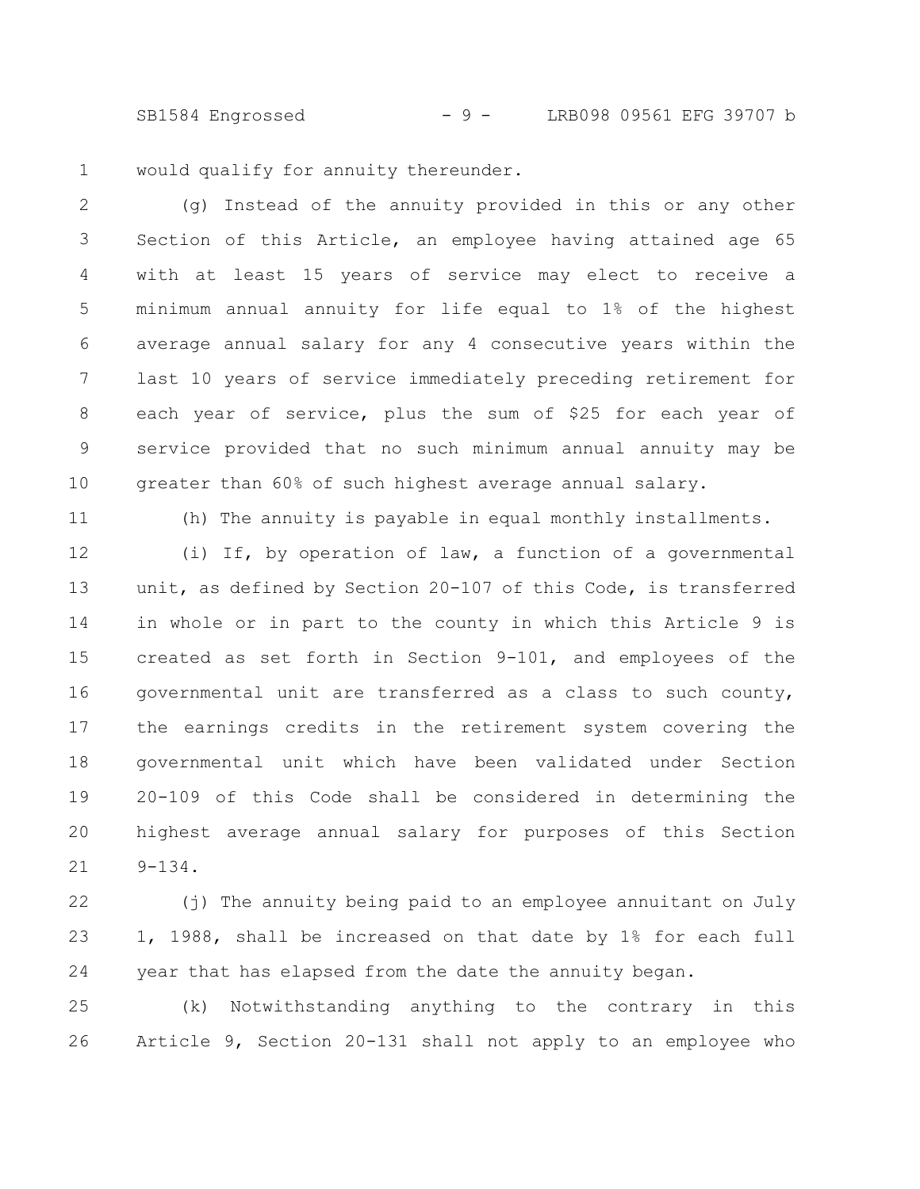would qualify for annuity thereunder.

(g) Instead of the annuity provided in this or any other Section of this Article, an employee having attained age 65 with at least 15 years of service may elect to receive a minimum annual annuity for life equal to 1% of the highest average annual salary for any 4 consecutive years within the last 10 years of service immediately preceding retirement for each year of service, plus the sum of $25 for each year of service provided that no such minimum annual annuity may be greater than 60% of such highest average annual salary.

(h) The annuity is payable in equal monthly installments.

(i) If, by operation of law, a function of a governmental unit, as defined by Section 20-107 of this Code, is transferred in whole or in part to the county in which this Article 9 is created as set forth in Section 9-101, and employees of the governmental unit are transferred as a class to such county, the earnings credits in the retirement system covering the governmental unit which have been validated under Section 20-109 of this Code shall be considered in determining the highest average annual salary for purposes of this Section 9-134.

(j) The annuity being paid to an employee annuitant on July 1, 1988, shall be increased on that date by 1% for each full year that has elapsed from the date the annuity began.

(k) Notwithstanding anything to the contrary in this Article 9, Section 20-131 shall not apply to an employee who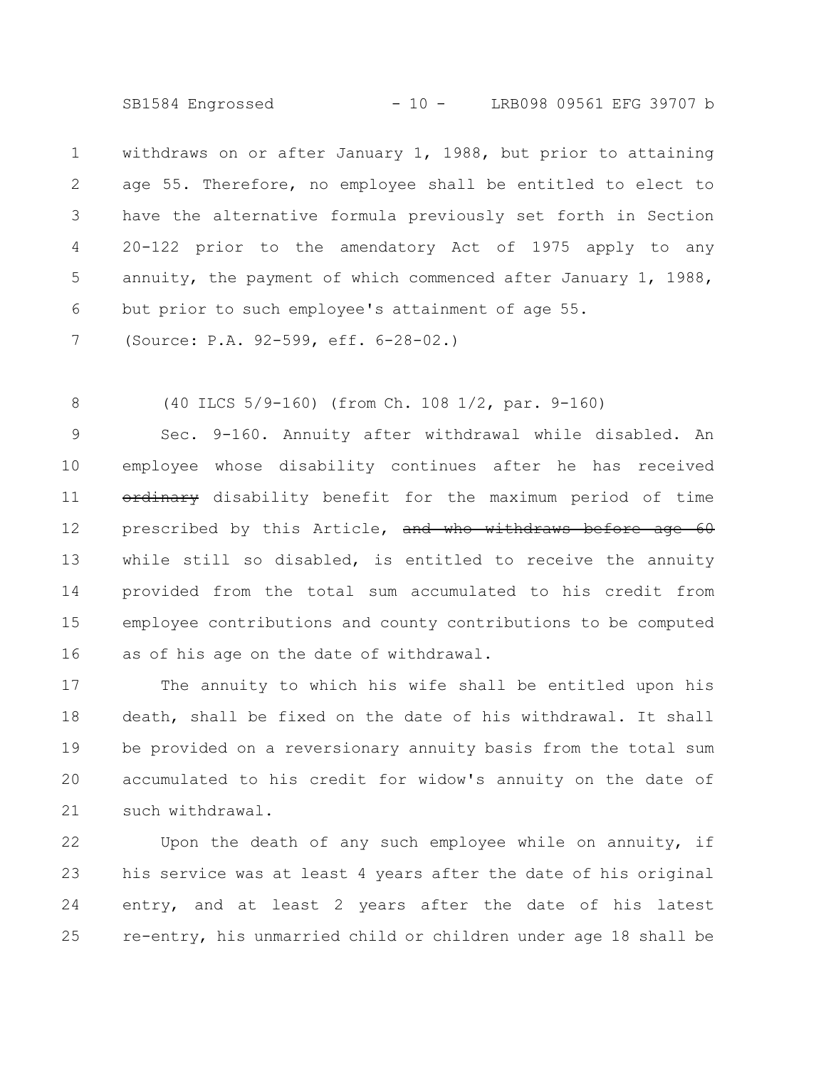withdraws on or after January 1, 1988, but prior to attaining age 55. Therefore, no employee shall be entitled to elect to have the alternative formula previously set forth in Section 20-122 prior to the amendatory Act of 1975 apply to any annuity, the payment of which commenced after January 1, 1988, but prior to such employee's attainment of age 55.

(Source: P.A. 92-599, eff. 6-28-02.)

(40 ILCS 5/9-160) (from Ch. 108 1/2, par. 9-160)

Sec. 9-160. Annuity after withdrawal while disabled. An employee whose disability continues after he has received ~~ordinary~~ disability benefit for the maximum period of time prescribed by this Article, ~~and who withdraws before age 60~~ while still so disabled, is entitled to receive the annuity provided from the total sum accumulated to his credit from employee contributions and county contributions to be computed as of his age on the date of withdrawal.

The annuity to which his wife shall be entitled upon his death, shall be fixed on the date of his withdrawal. It shall be provided on a reversionary annuity basis from the total sum accumulated to his credit for widow's annuity on the date of such withdrawal.

Upon the death of any such employee while on annuity, if his service was at least 4 years after the date of his original entry, and at least 2 years after the date of his latest re-entry, his unmarried child or children under age 18 shall be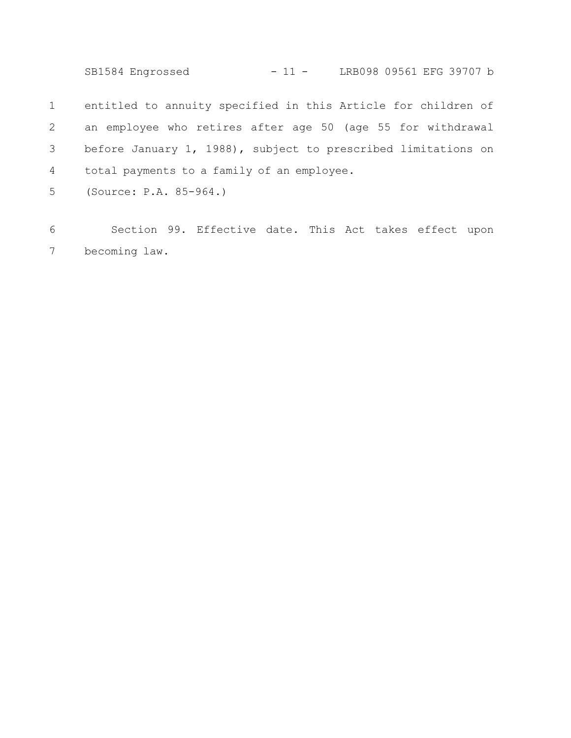entitled to annuity specified in this Article for children of an employee who retires after age 50 (age 55 for withdrawal before January 1, 1988), subject to prescribed limitations on total payments to a family of an employee.

(Source: P.A. 85-964.)

Section 99. Effective date. This Act takes effect upon becoming law.